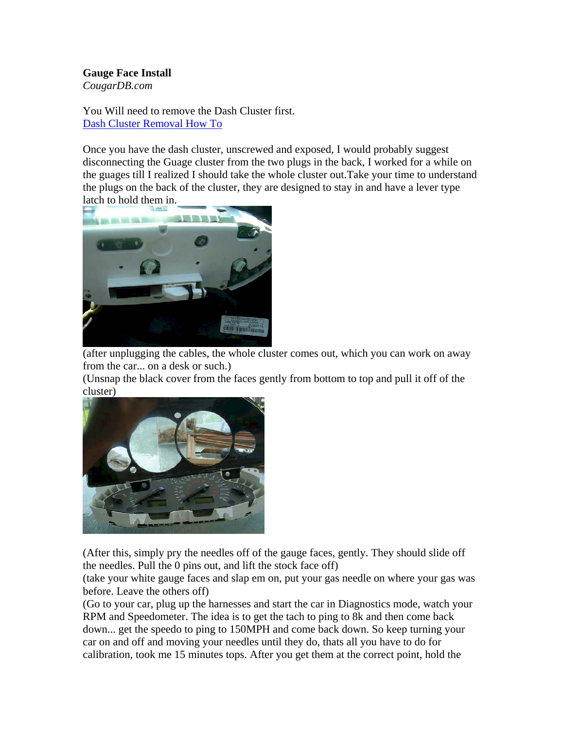**Gauge Face Install**
*CougarDB.com*

You Will need to remove the Dash Cluster first.
[Dash Cluster Removal How To]

Once you have the dash cluster, unscrewed and exposed, I would probably suggest disconnecting the Guage cluster from the two plugs in the back, I worked for a while on the guages till I realized I should take the whole cluster out.Take your time to understand the plugs on the back of the cluster, they are designed to stay in and have a lever type latch to hold them in.

(after unplugging the cables, the whole cluster comes out, which you can work on away from the car... on a desk or such.)
(Unsnap the black cover from the faces gently from bottom to top and pull it off of the cluster)

(After this, simply pry the needles off of the gauge faces, gently. They should slide off the needles. Pull the 0 pins out, and lift the stock face off)
(take your white gauge faces and slap em on, put your gas needle on where your gas was before. Leave the others off)
(Go to your car, plug up the harnesses and start the car in Diagnostics mode, watch your RPM and Speedometer. The idea is to get the tach to ping to 8k and then come back down... get the speedo to ping to 150MPH and come back down. So keep turning your car on and off and moving your needles until they do, thats all you have to do for calibration, took me 15 minutes tops. After you get them at the correct point, hold the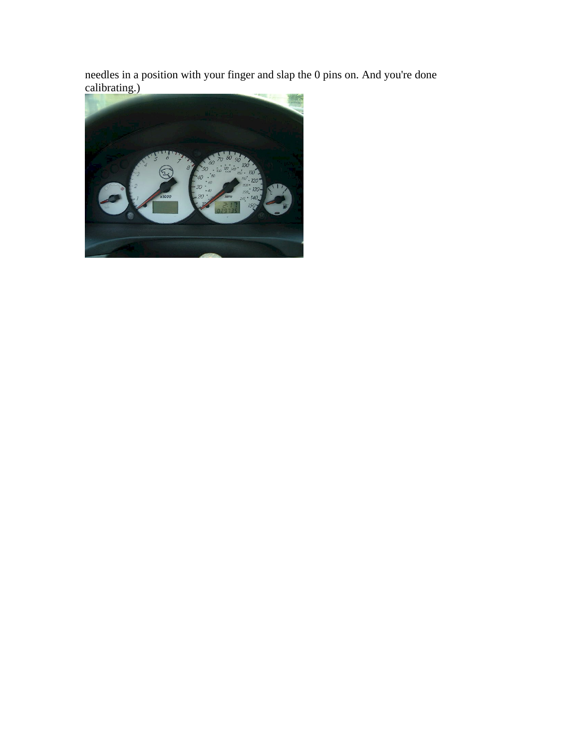needles in a position with your finger and slap the 0 pins on. And you're done calibrating.)